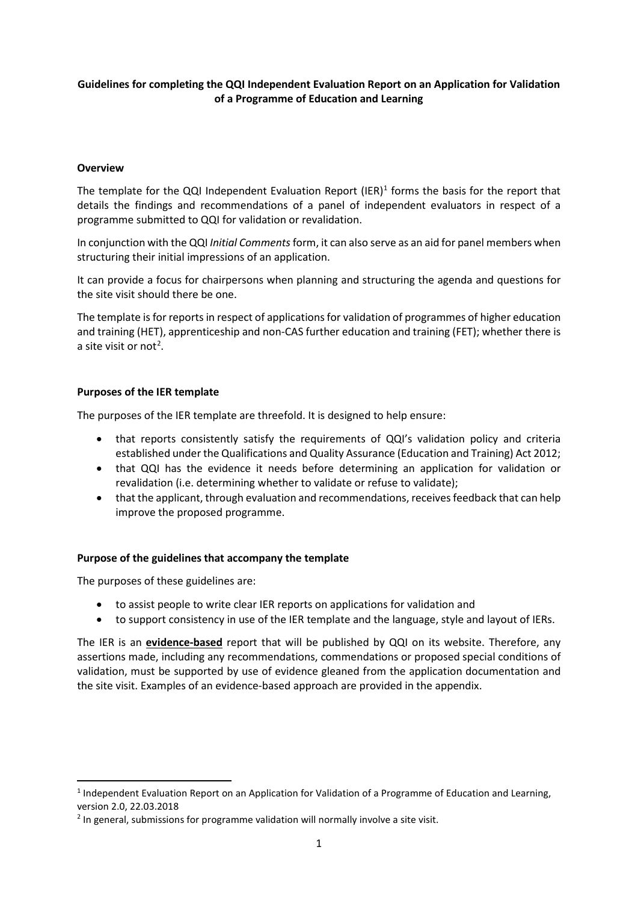**Guidelines for completing the QQI Independent Evaluation Report on an Application for Validation of a Programme of Education and Learning**

## Overview

The template for the QQI Independent Evaluation Report (IER)[1] forms the basis for the report that details the findings and recommendations of a panel of independent evaluators in respect of a programme submitted to QQI for validation or revalidation.

In conjunction with the QQI *Initial Comments* form, it can also serve as an aid for panel members when structuring their initial impressions of an application.

It can provide a focus for chairpersons when planning and structuring the agenda and questions for the site visit should there be one.

The template is for reports in respect of applications for validation of programmes of higher education and training (HET), apprenticeship and non-CAS further education and training (FET); whether there is a site visit or not[2].

## Purposes of the IER template

The purposes of the IER template are threefold. It is designed to help ensure:

- that reports consistently satisfy the requirements of QQI's validation policy and criteria established under the Qualifications and Quality Assurance (Education and Training) Act 2012;
- that QQI has the evidence it needs before determining an application for validation or revalidation (i.e. determining whether to validate or refuse to validate);
- that the applicant, through evaluation and recommendations, receives feedback that can help improve the proposed programme.

## Purpose of the guidelines that accompany the template

The purposes of these guidelines are:

- to assist people to write clear IER reports on applications for validation and
- to support consistency in use of the IER template and the language, style and layout of IERs.

The IER is an **evidence-based** report that will be published by QQI on its website. Therefore, any assertions made, including any recommendations, commendations or proposed special conditions of validation, must be supported by use of evidence gleaned from the application documentation and the site visit. Examples of an evidence-based approach are provided in the appendix.

---

[1] Independent Evaluation Report on an Application for Validation of a Programme of Education and Learning, version 2.0, 22.03.2018

[2] In general, submissions for programme validation will normally involve a site visit.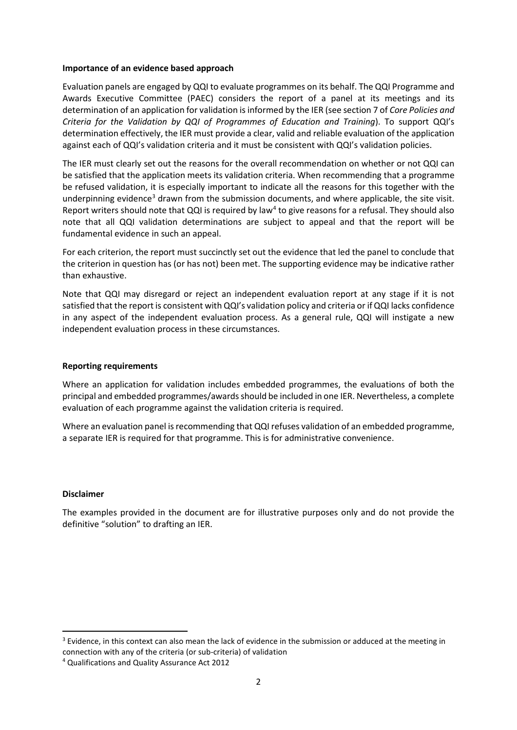**Importance of an evidence based approach**

Evaluation panels are engaged by QQI to evaluate programmes on its behalf. The QQI Programme and Awards Executive Committee (PAEC) considers the report of a panel at its meetings and its determination of an application for validation is informed by the IER (see section 7 of *Core Policies and Criteria for the Validation by QQI of Programmes of Education and Training*). To support QQI's determination effectively, the IER must provide a clear, valid and reliable evaluation of the application against each of QQI's validation criteria and it must be consistent with QQI's validation policies.

The IER must clearly set out the reasons for the overall recommendation on whether or not QQI can be satisfied that the application meets its validation criteria. When recommending that a programme be refused validation, it is especially important to indicate all the reasons for this together with the underpinning evidence[3] drawn from the submission documents, and where applicable, the site visit. Report writers should note that QQI is required by law[4] to give reasons for a refusal. They should also note that all QQI validation determinations are subject to appeal and that the report will be fundamental evidence in such an appeal.

For each criterion, the report must succinctly set out the evidence that led the panel to conclude that the criterion in question has (or has not) been met. The supporting evidence may be indicative rather than exhaustive.

Note that QQI may disregard or reject an independent evaluation report at any stage if it is not satisfied that the report is consistent with QQI's validation policy and criteria or if QQI lacks confidence in any aspect of the independent evaluation process. As a general rule, QQI will instigate a new independent evaluation process in these circumstances.

**Reporting requirements**

Where an application for validation includes embedded programmes, the evaluations of both the principal and embedded programmes/awards should be included in one IER. Nevertheless, a complete evaluation of each programme against the validation criteria is required.

Where an evaluation panel is recommending that QQI refuses validation of an embedded programme, a separate IER is required for that programme. This is for administrative convenience.

**Disclaimer**

The examples provided in the document are for illustrative purposes only and do not provide the definitive "solution" to drafting an IER.

---

[3] Evidence, in this context can also mean the lack of evidence in the submission or adduced at the meeting in connection with any of the criteria (or sub-criteria) of validation

[4] Qualifications and Quality Assurance Act 2012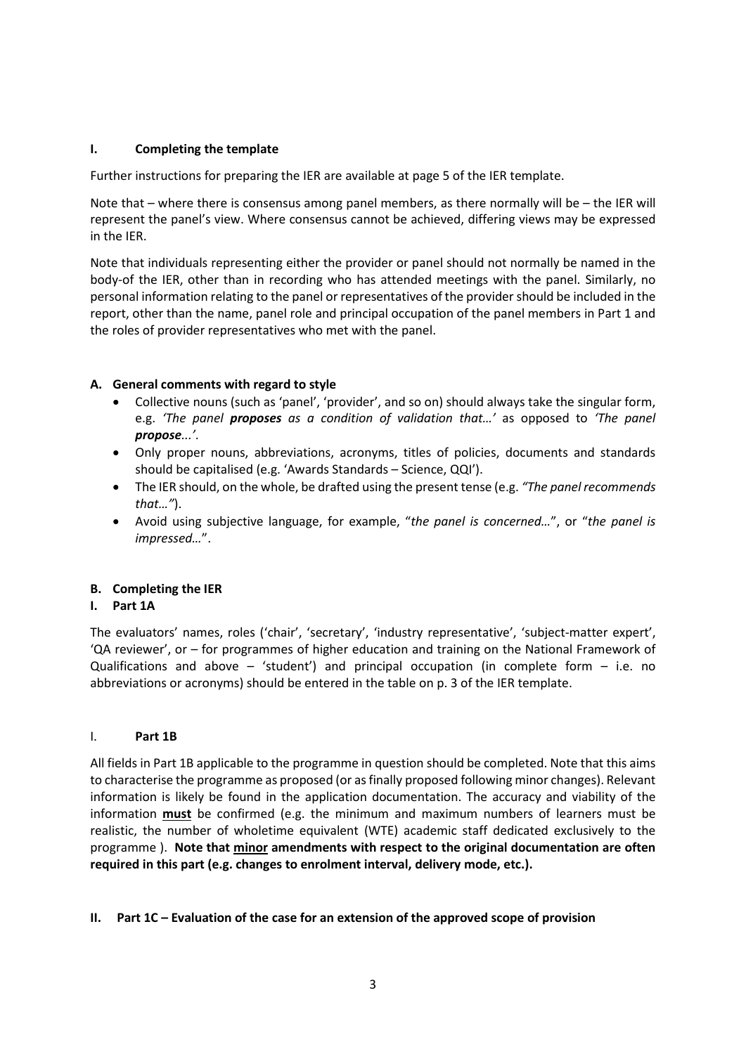## I. Completing the template

Further instructions for preparing the IER are available at page 5 of the IER template.

Note that – where there is consensus among panel members, as there normally will be – the IER will represent the panel's view. Where consensus cannot be achieved, differing views may be expressed in the IER.

Note that individuals representing either the provider or panel should not normally be named in the body-of the IER, other than in recording who has attended meetings with the panel. Similarly, no personal information relating to the panel or representatives of the provider should be included in the report, other than the name, panel role and principal occupation of the panel members in Part 1 and the roles of provider representatives who met with the panel.

### A. General comments with regard to style

- Collective nouns (such as 'panel', 'provider', and so on) should always take the singular form, e.g. *'The panel **proposes** as a condition of validation that…'* as opposed to *'The panel **propose**...'*.
- Only proper nouns, abbreviations, acronyms, titles of policies, documents and standards should be capitalised (e.g. 'Awards Standards – Science, QQI').
- The IER should, on the whole, be drafted using the present tense (e.g. *"The panel recommends that…"*).
- Avoid using subjective language, for example, "*the panel is concerned…*", or "*the panel is impressed…*".

### B. Completing the IER

#### I. Part 1A

The evaluators' names, roles ('chair', 'secretary', 'industry representative', 'subject-matter expert', 'QA reviewer', or – for programmes of higher education and training on the National Framework of Qualifications and above – 'student') and principal occupation (in complete form – i.e. no abbreviations or acronyms) should be entered in the table on p. 3 of the IER template.

#### I. Part 1B

All fields in Part 1B applicable to the programme in question should be completed. Note that this aims to characterise the programme as proposed (or as finally proposed following minor changes). Relevant information is likely be found in the application documentation. The accuracy and viability of the information **<u>must</u>** be confirmed (e.g. the minimum and maximum numbers of learners must be realistic, the number of wholetime equivalent (WTE) academic staff dedicated exclusively to the programme ). **Note that <u>minor</u> amendments with respect to the original documentation are often required in this part (e.g. changes to enrolment interval, delivery mode, etc.).**

#### II. Part 1C – Evaluation of the case for an extension of the approved scope of provision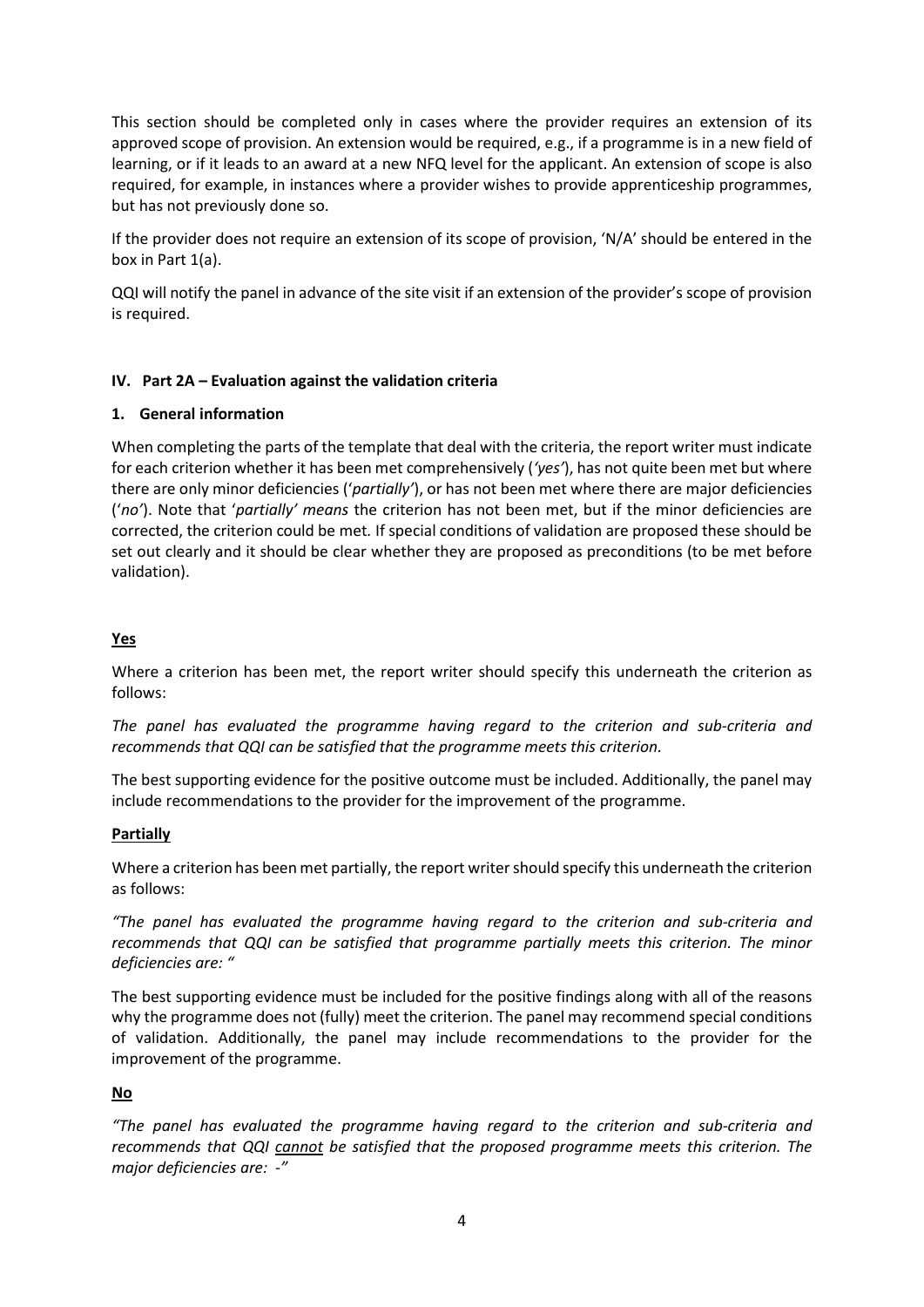This section should be completed only in cases where the provider requires an extension of its approved scope of provision. An extension would be required, e.g., if a programme is in a new field of learning, or if it leads to an award at a new NFQ level for the applicant. An extension of scope is also required, for example, in instances where a provider wishes to provide apprenticeship programmes, but has not previously done so.

If the provider does not require an extension of its scope of provision, 'N/A' should be entered in the box in Part 1(a).

QQI will notify the panel in advance of the site visit if an extension of the provider's scope of provision is required.

## IV. Part 2A – Evaluation against the validation criteria

### 1. General information

When completing the parts of the template that deal with the criteria, the report writer must indicate for each criterion whether it has been met comprehensively (*'yes'*), has not quite been met but where there are only minor deficiencies ('*partially'*), or has not been met where there are major deficiencies ('*no'*). Note that '*partially' means* the criterion has not been met, but if the minor deficiencies are corrected, the criterion could be met. If special conditions of validation are proposed these should be set out clearly and it should be clear whether they are proposed as preconditions (to be met before validation).

**Yes**

Where a criterion has been met, the report writer should specify this underneath the criterion as follows:

*The panel has evaluated the programme having regard to the criterion and sub-criteria and recommends that QQI can be satisfied that the programme meets this criterion.*

The best supporting evidence for the positive outcome must be included. Additionally, the panel may include recommendations to the provider for the improvement of the programme.

**Partially**

Where a criterion has been met partially, the report writer should specify this underneath the criterion as follows:

*"The panel has evaluated the programme having regard to the criterion and sub-criteria and recommends that QQI can be satisfied that programme partially meets this criterion. The minor deficiencies are: "*

The best supporting evidence must be included for the positive findings along with all of the reasons why the programme does not (fully) meet the criterion. The panel may recommend special conditions of validation. Additionally, the panel may include recommendations to the provider for the improvement of the programme.

**No**

*"The panel has evaluated the programme having regard to the criterion and sub-criteria and recommends that QQI cannot be satisfied that the proposed programme meets this criterion. The major deficiencies are: -"*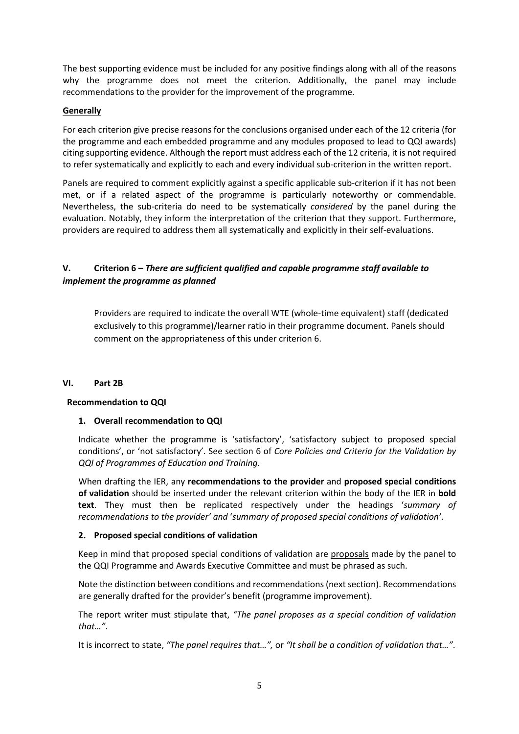The best supporting evidence must be included for any positive findings along with all of the reasons why the programme does not meet the criterion. Additionally, the panel may include recommendations to the provider for the improvement of the programme.

**Generally**

For each criterion give precise reasons for the conclusions organised under each of the 12 criteria (for the programme and each embedded programme and any modules proposed to lead to QQI awards) citing supporting evidence. Although the report must address each of the 12 criteria, it is not required to refer systematically and explicitly to each and every individual sub-criterion in the written report.

Panels are required to comment explicitly against a specific applicable sub-criterion if it has not been met, or if a related aspect of the programme is particularly noteworthy or commendable. Nevertheless, the sub-criteria do need to be systematically *considered* by the panel during the evaluation. Notably, they inform the interpretation of the criterion that they support. Furthermore, providers are required to address them all systematically and explicitly in their self-evaluations.

## V. Criterion 6 – *There are sufficient qualified and capable programme staff available to implement the programme as planned*

Providers are required to indicate the overall WTE (whole-time equivalent) staff (dedicated exclusively to this programme)/learner ratio in their programme document. Panels should comment on the appropriateness of this under criterion 6.

## VI. Part 2B

### Recommendation to QQI

#### 1. Overall recommendation to QQI

Indicate whether the programme is 'satisfactory', 'satisfactory subject to proposed special conditions', or 'not satisfactory'. See section 6 of *Core Policies and Criteria for the Validation by QQI of Programmes of Education and Training*.

When drafting the IER, any **recommendations to the provider** and **proposed special conditions of validation** should be inserted under the relevant criterion within the body of the IER in **bold text**. They must then be replicated respectively under the headings '*summary of recommendations to the provider*' and '*summary of proposed special conditions of validation*'.

#### 2. Proposed special conditions of validation

Keep in mind that proposed special conditions of validation are proposals made by the panel to the QQI Programme and Awards Executive Committee and must be phrased as such.

Note the distinction between conditions and recommendations (next section). Recommendations are generally drafted for the provider's benefit (programme improvement).

The report writer must stipulate that, *"The panel proposes as a special condition of validation that…"*.

It is incorrect to state, *"The panel requires that…",* or *"It shall be a condition of validation that…"*.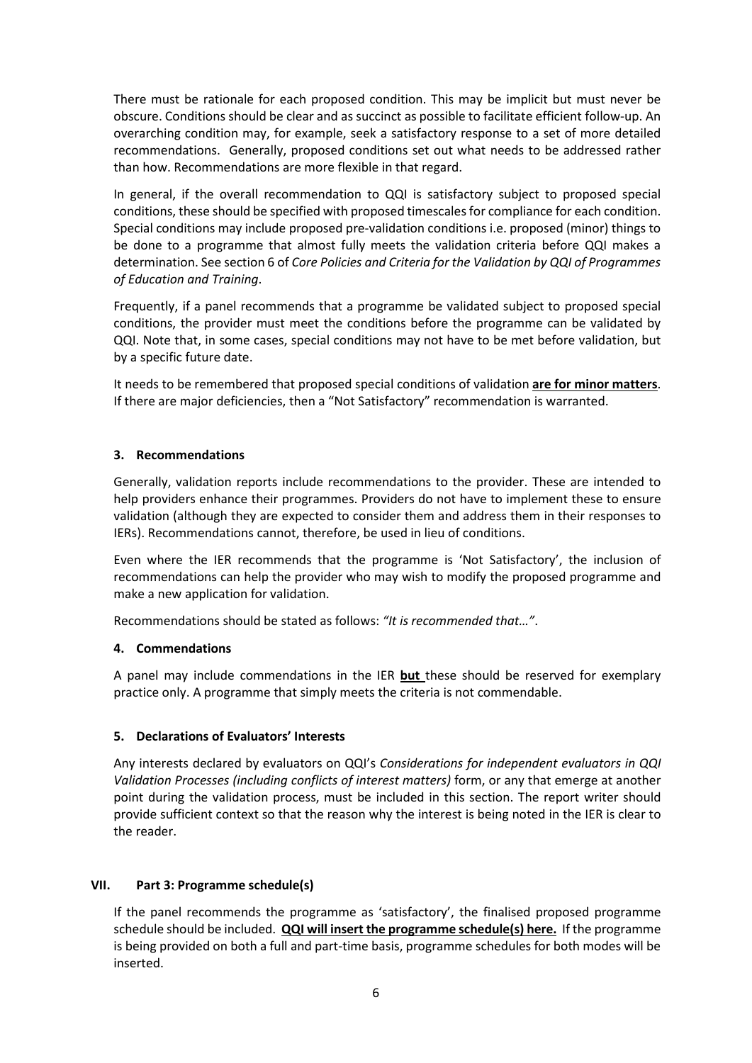There must be rationale for each proposed condition. This may be implicit but must never be obscure. Conditions should be clear and as succinct as possible to facilitate efficient follow-up. An overarching condition may, for example, seek a satisfactory response to a set of more detailed recommendations. Generally, proposed conditions set out what needs to be addressed rather than how. Recommendations are more flexible in that regard.

In general, if the overall recommendation to QQI is satisfactory subject to proposed special conditions, these should be specified with proposed timescales for compliance for each condition. Special conditions may include proposed pre-validation conditions i.e. proposed (minor) things to be done to a programme that almost fully meets the validation criteria before QQI makes a determination. See section 6 of *Core Policies and Criteria for the Validation by QQI of Programmes of Education and Training*.

Frequently, if a panel recommends that a programme be validated subject to proposed special conditions, the provider must meet the conditions before the programme can be validated by QQI. Note that, in some cases, special conditions may not have to be met before validation, but by a specific future date.

It needs to be remembered that proposed special conditions of validation **are for minor matters**. If there are major deficiencies, then a "Not Satisfactory" recommendation is warranted.

### 3. Recommendations

Generally, validation reports include recommendations to the provider. These are intended to help providers enhance their programmes. Providers do not have to implement these to ensure validation (although they are expected to consider them and address them in their responses to IERs). Recommendations cannot, therefore, be used in lieu of conditions.

Even where the IER recommends that the programme is 'Not Satisfactory', the inclusion of recommendations can help the provider who may wish to modify the proposed programme and make a new application for validation.

Recommendations should be stated as follows: *"It is recommended that…"*.

### 4. Commendations

A panel may include commendations in the IER **but** these should be reserved for exemplary practice only. A programme that simply meets the criteria is not commendable.

### 5. Declarations of Evaluators' Interests

Any interests declared by evaluators on QQI's *Considerations for independent evaluators in QQI Validation Processes (including conflicts of interest matters)* form, or any that emerge at another point during the validation process, must be included in this section. The report writer should provide sufficient context so that the reason why the interest is being noted in the IER is clear to the reader.

## VII. Part 3: Programme schedule(s)

If the panel recommends the programme as 'satisfactory', the finalised proposed programme schedule should be included. **QQI will insert the programme schedule(s) here.** If the programme is being provided on both a full and part-time basis, programme schedules for both modes will be inserted.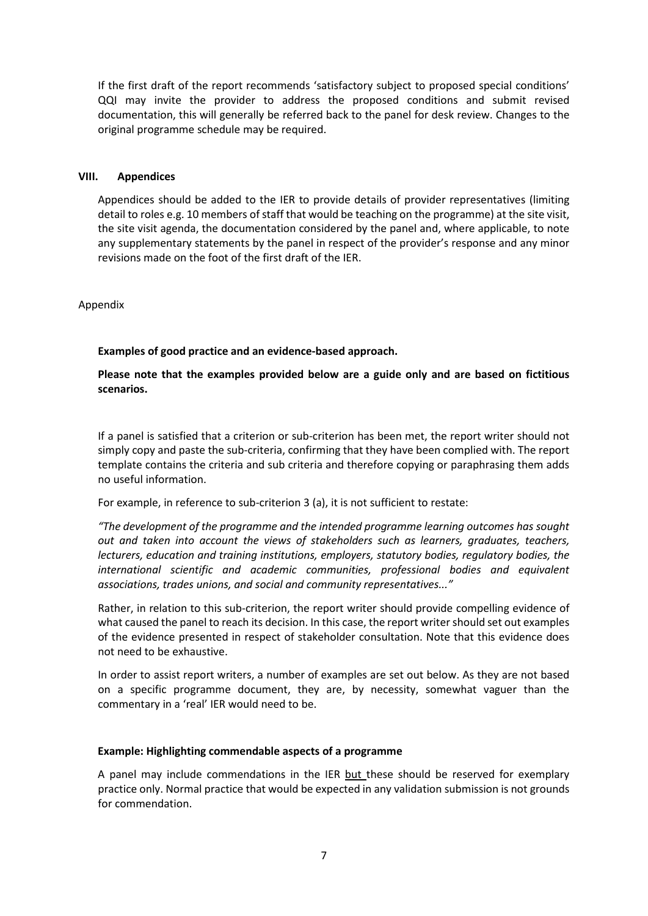If the first draft of the report recommends 'satisfactory subject to proposed special conditions' QQI may invite the provider to address the proposed conditions and submit revised documentation, this will generally be referred back to the panel for desk review. Changes to the original programme schedule may be required.

## VIII. Appendices

Appendices should be added to the IER to provide details of provider representatives (limiting detail to roles e.g. 10 members of staff that would be teaching on the programme) at the site visit, the site visit agenda, the documentation considered by the panel and, where applicable, to note any supplementary statements by the panel in respect of the provider's response and any minor revisions made on the foot of the first draft of the IER.

Appendix

**Examples of good practice and an evidence-based approach.**

**Please note that the examples provided below are a guide only and are based on fictitious scenarios.**

If a panel is satisfied that a criterion or sub-criterion has been met, the report writer should not simply copy and paste the sub-criteria, confirming that they have been complied with. The report template contains the criteria and sub criteria and therefore copying or paraphrasing them adds no useful information.

For example, in reference to sub-criterion 3 (a), it is not sufficient to restate:

*"The development of the programme and the intended programme learning outcomes has sought out and taken into account the views of stakeholders such as learners, graduates, teachers, lecturers, education and training institutions, employers, statutory bodies, regulatory bodies, the international scientific and academic communities, professional bodies and equivalent associations, trades unions, and social and community representatives..."*

Rather, in relation to this sub-criterion, the report writer should provide compelling evidence of what caused the panel to reach its decision. In this case, the report writer should set out examples of the evidence presented in respect of stakeholder consultation. Note that this evidence does not need to be exhaustive.

In order to assist report writers, a number of examples are set out below. As they are not based on a specific programme document, they are, by necessity, somewhat vaguer than the commentary in a 'real' IER would need to be.

**Example: Highlighting commendable aspects of a programme**

A panel may include commendations in the IER but these should be reserved for exemplary practice only. Normal practice that would be expected in any validation submission is not grounds for commendation.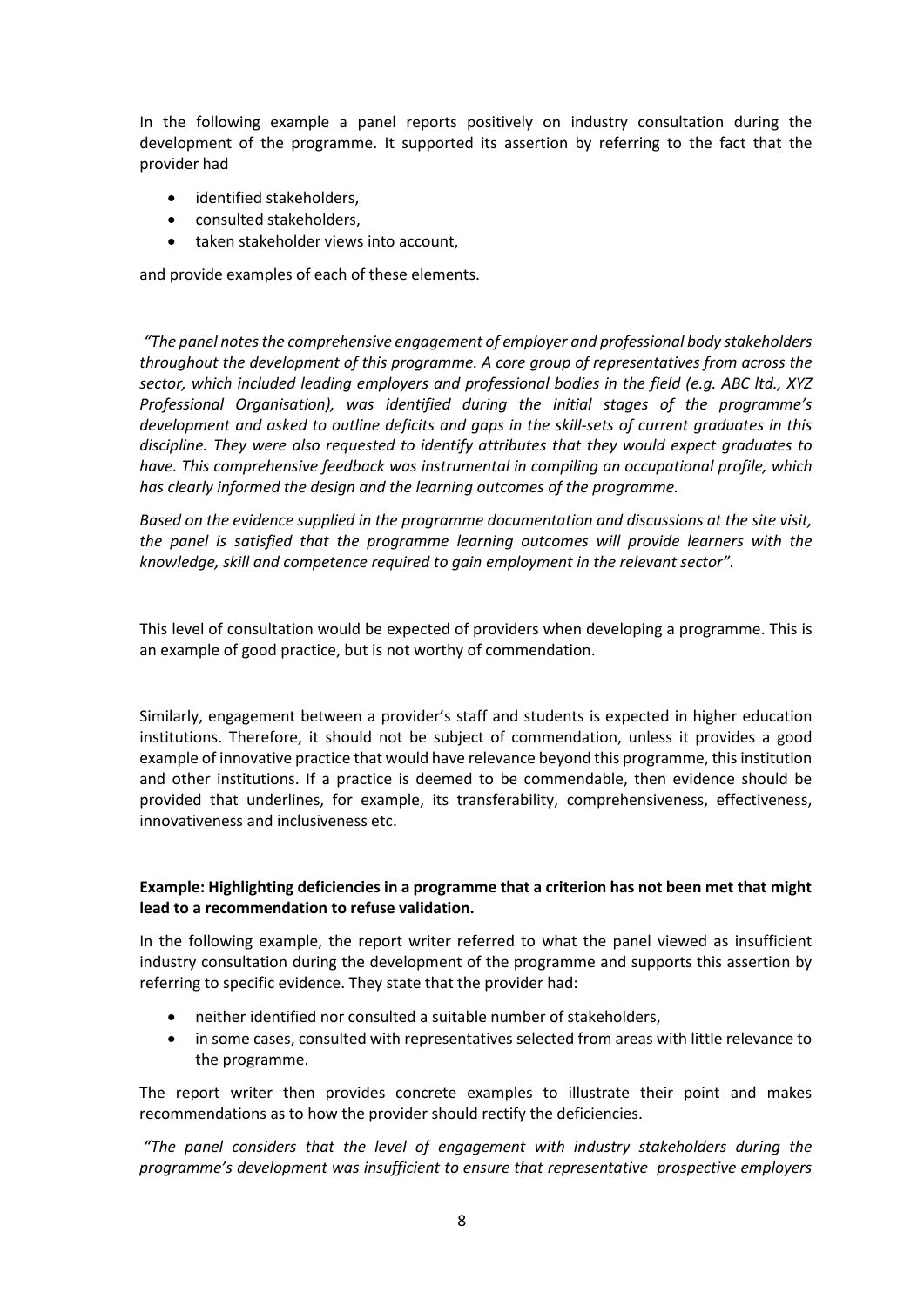In the following example a panel reports positively on industry consultation during the development of the programme. It supported its assertion by referring to the fact that the provider had

- identified stakeholders,
- consulted stakeholders,
- taken stakeholder views into account,

and provide examples of each of these elements.

*"The panel notes the comprehensive engagement of employer and professional body stakeholders throughout the development of this programme. A core group of representatives from across the sector, which included leading employers and professional bodies in the field (e.g. ABC ltd., XYZ Professional Organisation), was identified during the initial stages of the programme's development and asked to outline deficits and gaps in the skill-sets of current graduates in this discipline. They were also requested to identify attributes that they would expect graduates to have. This comprehensive feedback was instrumental in compiling an occupational profile, which has clearly informed the design and the learning outcomes of the programme.*

*Based on the evidence supplied in the programme documentation and discussions at the site visit, the panel is satisfied that the programme learning outcomes will provide learners with the knowledge, skill and competence required to gain employment in the relevant sector".*

This level of consultation would be expected of providers when developing a programme. This is an example of good practice, but is not worthy of commendation.

Similarly, engagement between a provider's staff and students is expected in higher education institutions. Therefore, it should not be subject of commendation, unless it provides a good example of innovative practice that would have relevance beyond this programme, this institution and other institutions. If a practice is deemed to be commendable, then evidence should be provided that underlines, for example, its transferability, comprehensiveness, effectiveness, innovativeness and inclusiveness etc.

**Example: Highlighting deficiencies in a programme that a criterion has not been met that might lead to a recommendation to refuse validation.**

In the following example, the report writer referred to what the panel viewed as insufficient industry consultation during the development of the programme and supports this assertion by referring to specific evidence. They state that the provider had:

- neither identified nor consulted a suitable number of stakeholders,
- in some cases, consulted with representatives selected from areas with little relevance to the programme.

The report writer then provides concrete examples to illustrate their point and makes recommendations as to how the provider should rectify the deficiencies.

*"The panel considers that the level of engagement with industry stakeholders during the programme's development was insufficient to ensure that representative prospective employers*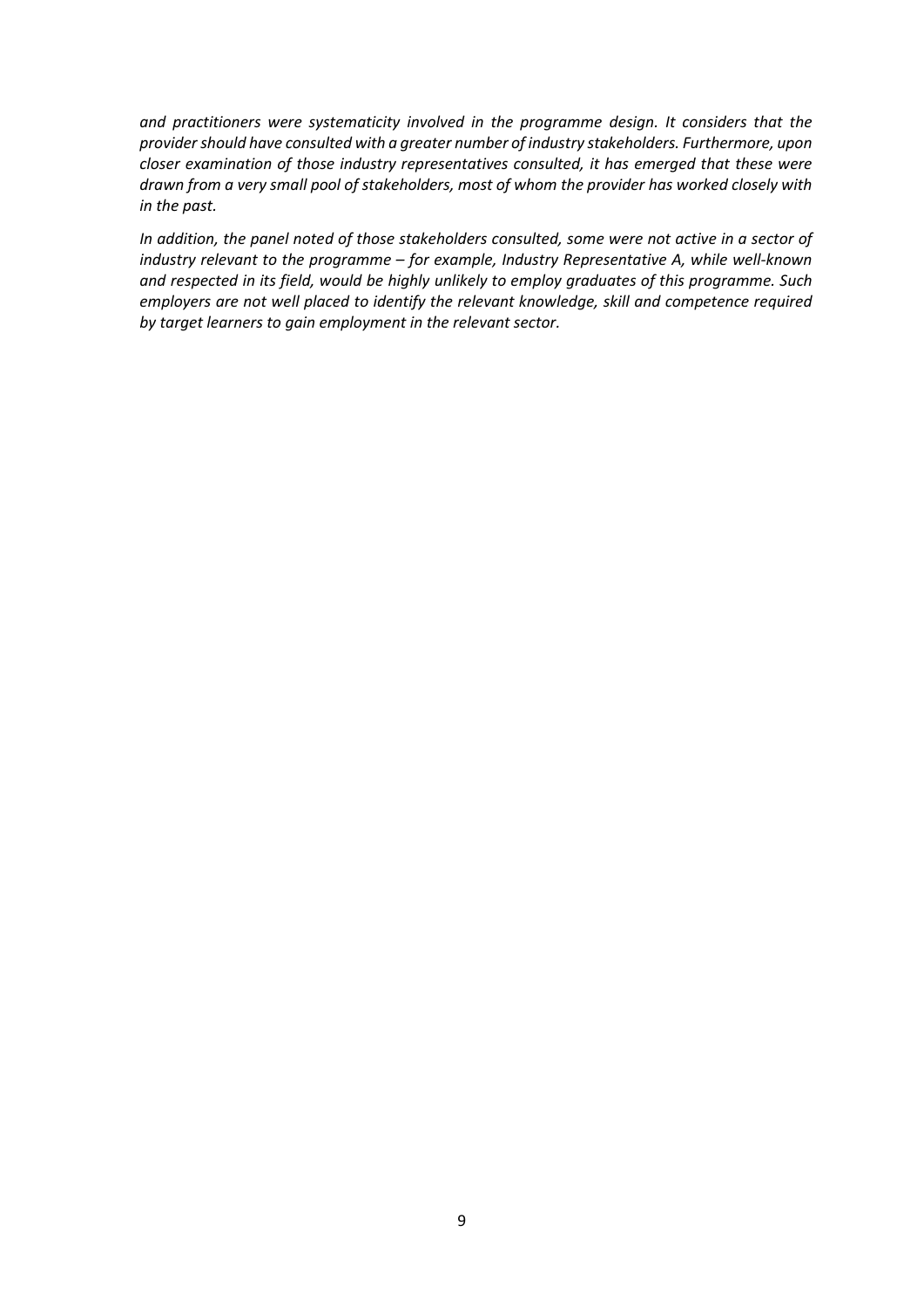*and practitioners were systematicity involved in the programme design. It considers that the provider should have consulted with a greater number of industry stakeholders. Furthermore, upon closer examination of those industry representatives consulted, it has emerged that these were drawn from a very small pool of stakeholders, most of whom the provider has worked closely with in the past.*

*In addition, the panel noted of those stakeholders consulted, some were not active in a sector of industry relevant to the programme – for example, Industry Representative A, while well-known and respected in its field, would be highly unlikely to employ graduates of this programme. Such employers are not well placed to identify the relevant knowledge, skill and competence required by target learners to gain employment in the relevant sector.*